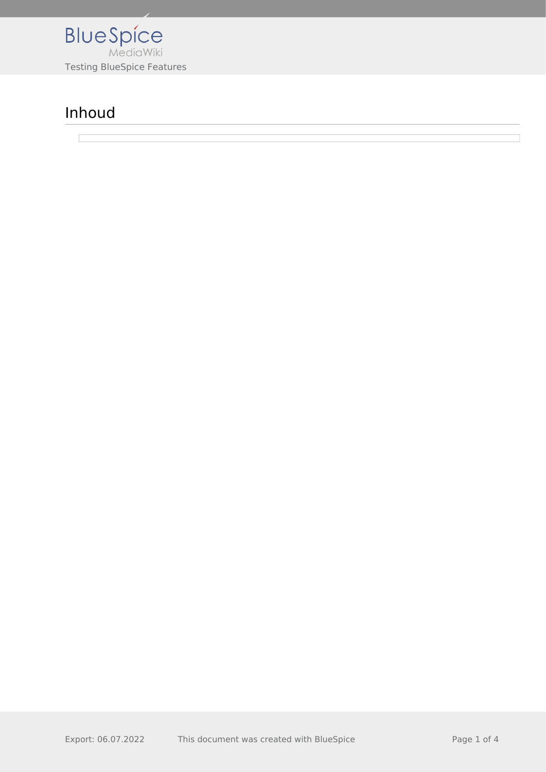# Inhoud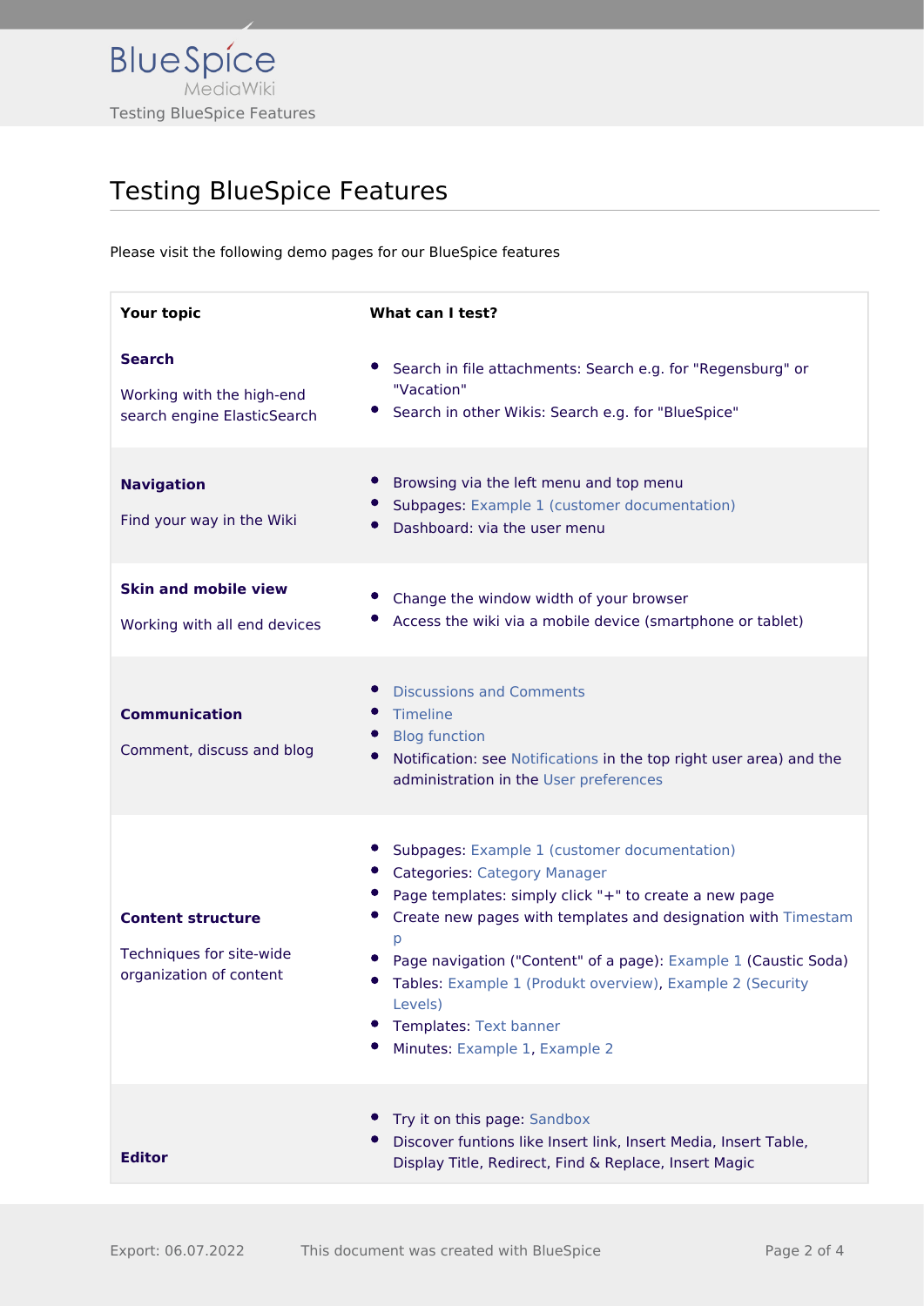# Testing BlueSpice Features

Please visit the following demo pages for our BlueSpice features

| Your topic | What can I test? |
|---|---|
| **Search**<br><br>Working with the high-end search engine ElasticSearch | • Search in file attachments: Search e.g. for "Regensburg" or "Vacation"<br>• Search in other Wikis: Search e.g. for "BlueSpice" |
| **Navigation**<br><br>Find your way in the Wiki | • Browsing via the left menu and top menu<br>• Subpages: Example 1 (customer documentation)<br>• Dashboard: via the user menu |
| **Skin and mobile view**<br><br>Working with all end devices | • Change the window width of your browser<br>• Access the wiki via a mobile device (smartphone or tablet) |
| **Communication**<br><br>Comment, discuss and blog | • Discussions and Comments<br>• Timeline<br>• Blog function<br>• Notification: see Notifications in the top right user area) and the administration in the User preferences |
| **Content structure**<br><br>Techniques for site-wide organization of content | • Subpages: Example 1 (customer documentation)<br>• Categories: Category Manager<br>• Page templates: simply click "+" to create a new page<br>• Create new pages with templates and designation with Timestamp<br>• Page navigation ("Content" of a page): Example 1 (Caustic Soda)<br>• Tables: Example 1 (Produkt overview), Example 2 (Security Levels)<br>• Templates: Text banner<br>• Minutes: Example 1, Example 2 |
| **Editor** | • Try it on this page: Sandbox<br>• Discover funtions like Insert link, Insert Media, Insert Table, Display Title, Redirect, Find & Replace, Insert Magic |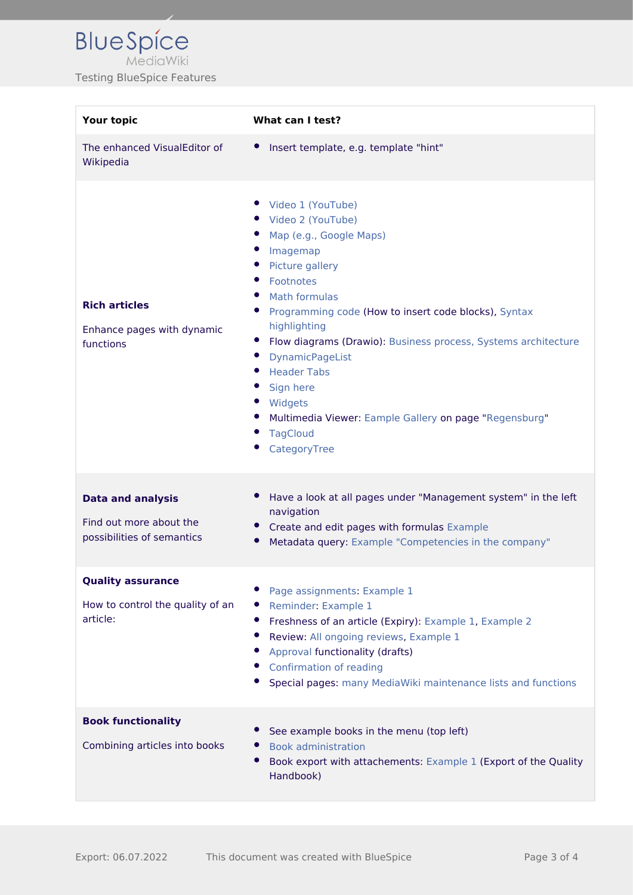| Your topic | What can I test? |
|---|---|
| The enhanced VisualEditor of Wikipedia | • Insert template, e.g. template "hint" |
| **Rich articles**<br><br>Enhance pages with dynamic functions | • Video 1 (YouTube)<br>• Video 2 (YouTube)<br>• Map (e.g., Google Maps)<br>• Imagemap<br>• Picture gallery<br>• Footnotes<br>• Math formulas<br>• Programming code (How to insert code blocks), Syntax highlighting<br>• Flow diagrams (Drawio): Business process, Systems architecture<br>• DynamicPageList<br>• Header Tabs<br>• Sign here<br>• Widgets<br>• Multimedia Viewer: Eample Gallery on page "Regensburg"<br>• TagCloud<br>• CategoryTree |
| **Data and analysis**<br><br>Find out more about the possibilities of semantics | • Have a look at all pages under "Management system" in the left navigation<br>• Create and edit pages with formulas Example<br>• Metadata query: Example "Competencies in the company" |
| **Quality assurance**<br><br>How to control the quality of an article: | • Page assignments: Example 1<br>• Reminder: Example 1<br>• Freshness of an article (Expiry): Example 1, Example 2<br>• Review: All ongoing reviews, Example 1<br>• Approval functionality (drafts)<br>• Confirmation of reading<br>• Special pages: many MediaWiki maintenance lists and functions |
| **Book functionality**<br><br>Combining articles into books | • See example books in the menu (top left)<br>• Book administration<br>• Book export with attachements: Example 1 (Export of the Quality Handbook) |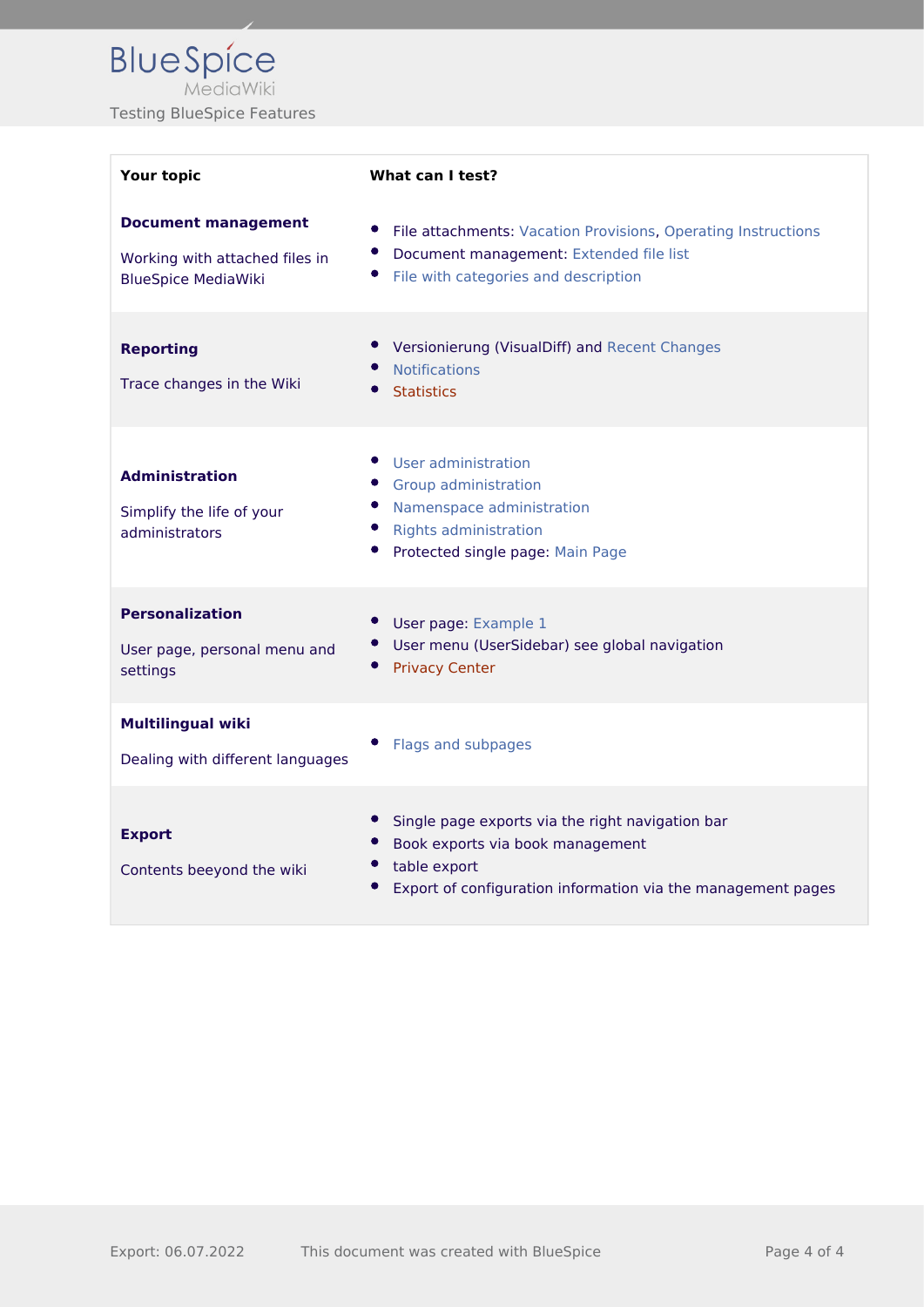| Your topic | What can I test? |
|---|---|
| **Document management**<br><br>Working with attached files in BlueSpice MediaWiki | • File attachments: Vacation Provisions, Operating Instructions<br>• Document management: Extended file list<br>• File with categories and description |
| **Reporting**<br><br>Trace changes in the Wiki | • Versionierung (VisualDiff) and Recent Changes<br>• Notifications<br>• Statistics |
| **Administration**<br><br>Simplify the life of your administrators | • User administration<br>• Group administration<br>• Namespace administration<br>• Rights administration<br>• Protected single page: Main Page |
| **Personalization**<br><br>User page, personal menu and settings | • User page: Example 1<br>• User menu (UserSidebar) see global navigation<br>• Privacy Center |
| **Multilingual wiki**<br><br>Dealing with different languages | • Flags and subpages |
| **Export**<br><br>Contents beeyond the wiki | • Single page exports via the right navigation bar<br>• Book exports via book management<br>• table export<br>• Export of configuration information via the management pages |